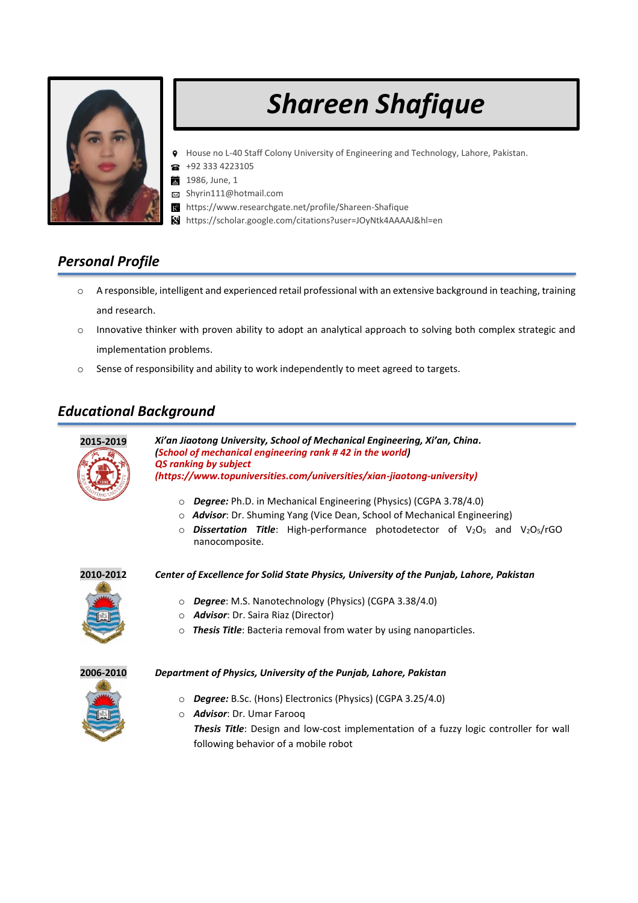# Shareen Shafique

- House no L-40 Staff Colony University of Engineering and Technology, Lahore, Pakistan.
- +92 333 4223105
- 1986, June, 1
- Shyrin111@hotmail.com
- https://www.researchgate.net/profile/Shareen-Shafique
- https://scholar.google.com/citations?user=JOyNtk4AAAAJ&hl=en

## Personal Profile

- A responsible, intelligent and experienced retail professional with an extensive background in teaching, training and research.
- Innovative thinker with proven ability to adopt an analytical approach to solving both complex strategic and implementation problems.
- Sense of responsibility and ability to work independently to meet agreed to targets.

## Educational Background

**2015-2019**

***Xi'an Jiaotong University, School of Mechanical Engineering, Xi'an, China.***
***(School of mechanical engineering rank # 42 in the world)***
***QS ranking by subject***
***(https://www.topuniversities.com/universities/xian-jiaotong-university)***

- ***Degree:*** Ph.D. in Mechanical Engineering (Physics) (CGPA 3.78/4.0)
- ***Advisor***: Dr. Shuming Yang (Vice Dean, School of Mechanical Engineering)
- ***Dissertation Title***: High-performance photodetector of $V_2O_5$ and $V_2O_5$/rGO nanocomposite.

**2010-2012**

***Center of Excellence for Solid State Physics, University of the Punjab, Lahore, Pakistan***

- ***Degree***: M.S. Nanotechnology (Physics) (CGPA 3.38/4.0)
- ***Advisor***: Dr. Saira Riaz (Director)
- ***Thesis Title***: Bacteria removal from water by using nanoparticles.

**2006-2010**

***Department of Physics, University of the Punjab, Lahore, Pakistan***

- ***Degree:*** B.Sc. (Hons) Electronics (Physics) (CGPA 3.25/4.0)
- ***Advisor***: Dr. Umar Farooq

  ***Thesis Title***: Design and low-cost implementation of a fuzzy logic controller for wall following behavior of a mobile robot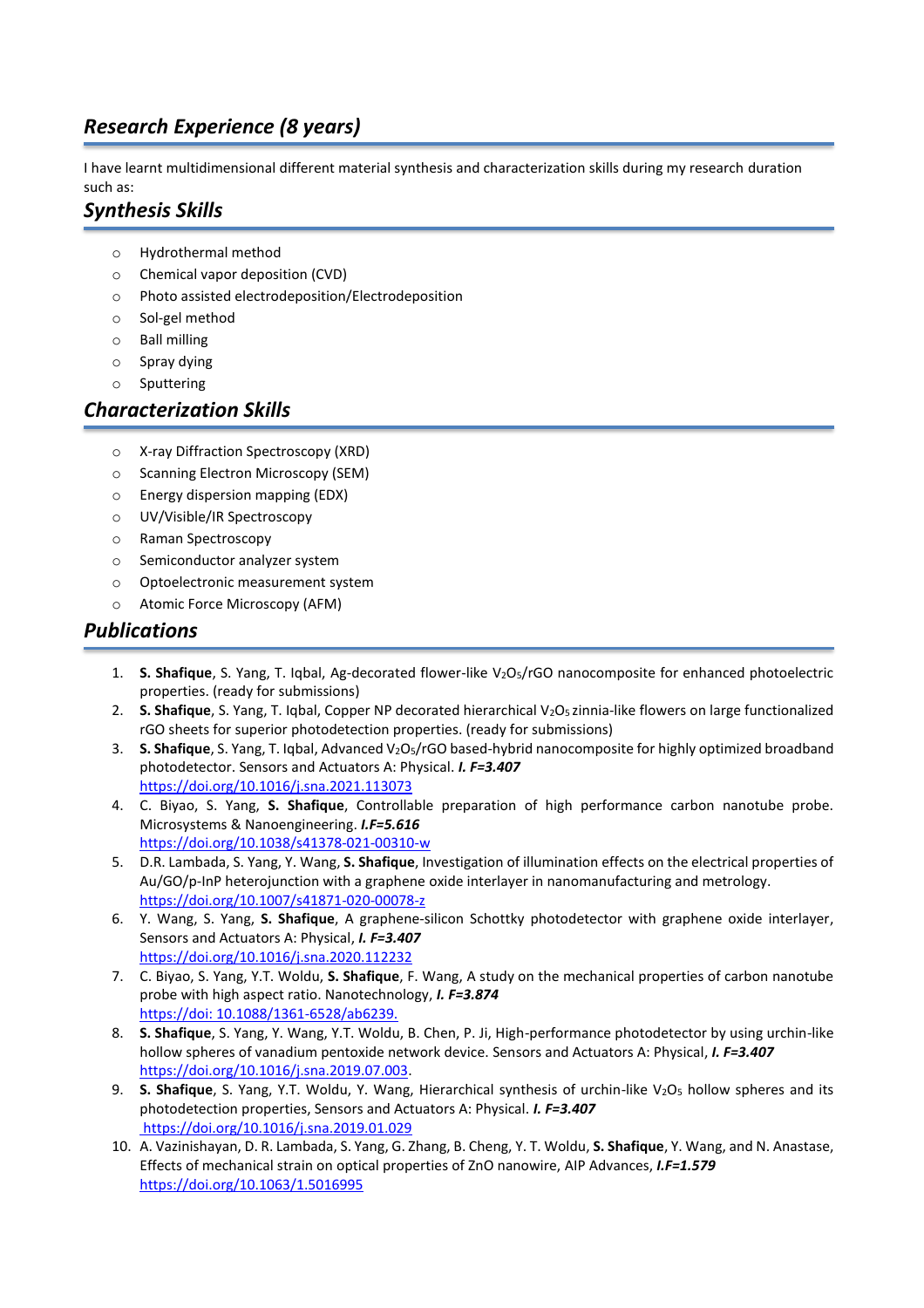## *Research Experience (8 years)*

I have learnt multidimensional different material synthesis and characterization skills during my research duration such as:

## *Synthesis Skills*

- Hydrothermal method
- Chemical vapor deposition (CVD)
- Photo assisted electrodeposition/Electrodeposition
- Sol-gel method
- Ball milling
- Spray dying
- Sputtering

## *Characterization Skills*

- X-ray Diffraction Spectroscopy (XRD)
- Scanning Electron Microscopy (SEM)
- Energy dispersion mapping (EDX)
- UV/Visible/IR Spectroscopy
- Raman Spectroscopy
- Semiconductor analyzer system
- Optoelectronic measurement system
- Atomic Force Microscopy (AFM)

## *Publications*

1. **S. Shafique**, S. Yang, T. Iqbal, Ag-decorated flower-like $V_2O_5$/rGO nanocomposite for enhanced photoelectric properties. (ready for submissions)
2. **S. Shafique**, S. Yang, T. Iqbal, Copper NP decorated hierarchical $V_2O_5$ zinnia-like flowers on large functionalized rGO sheets for superior photodetection properties. (ready for submissions)
3. **S. Shafique**, S. Yang, T. Iqbal, Advanced $V_2O_5$/rGO based-hybrid nanocomposite for highly optimized broadband photodetector. Sensors and Actuators A: Physical. ***I. F=3.407*** https://doi.org/10.1016/j.sna.2021.113073
4. C. Biyao, S. Yang, **S. Shafique**, Controllable preparation of high performance carbon nanotube probe. Microsystems & Nanoengineering. ***I.F=5.616*** https://doi.org/10.1038/s41378-021-00310-w
5. D.R. Lambada, S. Yang, Y. Wang, **S. Shafique**, Investigation of illumination effects on the electrical properties of Au/GO/p-InP heterojunction with a graphene oxide interlayer in nanomanufacturing and metrology. https://doi.org/10.1007/s41871-020-00078-z
6. Y. Wang, S. Yang, **S. Shafique**, A graphene-silicon Schottky photodetector with graphene oxide interlayer, Sensors and Actuators A: Physical, ***I. F=3.407*** https://doi.org/10.1016/j.sna.2020.112232
7. C. Biyao, S. Yang, Y.T. Woldu, **S. Shafique**, F. Wang, A study on the mechanical properties of carbon nanotube probe with high aspect ratio. Nanotechnology, ***I. F=3.874*** https://doi: 10.1088/1361-6528/ab6239.
8. **S. Shafique**, S. Yang, Y. Wang, Y.T. Woldu, B. Chen, P. Ji, High-performance photodetector by using urchin-like hollow spheres of vanadium pentoxide network device. Sensors and Actuators A: Physical, ***I. F=3.407*** https://doi.org/10.1016/j.sna.2019.07.003.
9. **S. Shafique**, S. Yang, Y.T. Woldu, Y. Wang, Hierarchical synthesis of urchin-like $V_2O_5$ hollow spheres and its photodetection properties, Sensors and Actuators A: Physical. ***I. F=3.407*** https://doi.org/10.1016/j.sna.2019.01.029
10. A. Vazinishayan, D. R. Lambada, S. Yang, G. Zhang, B. Cheng, Y. T. Woldu, **S. Shafique**, Y. Wang, and N. Anastase, Effects of mechanical strain on optical properties of ZnO nanowire, AIP Advances, ***I.F=1.579*** https://doi.org/10.1063/1.5016995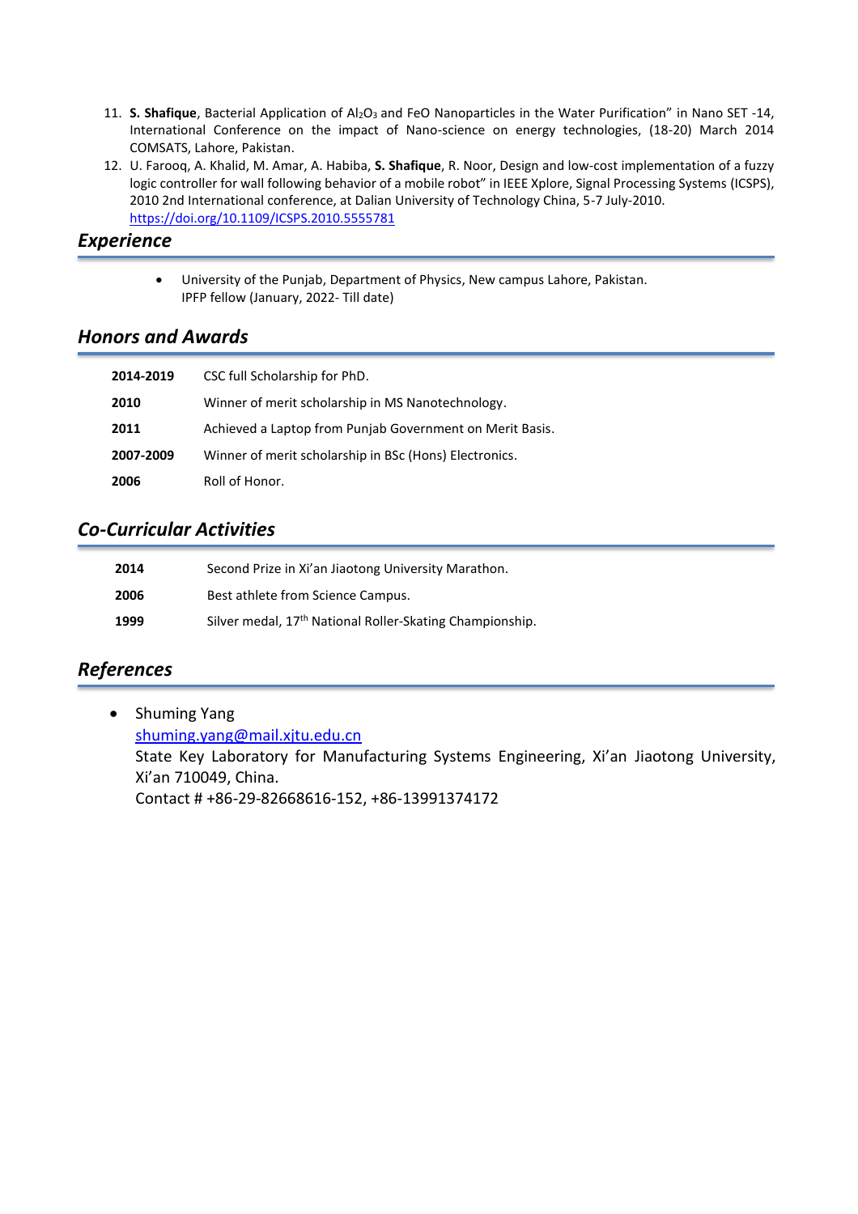11. **S. Shafique**, Bacterial Application of $Al_2O_3$ and FeO Nanoparticles in the Water Purification" in Nano SET -14, International Conference on the impact of Nano-science on energy technologies, (18-20) March 2014 COMSATS, Lahore, Pakistan.
12. U. Farooq, A. Khalid, M. Amar, A. Habiba, **S. Shafique**, R. Noor, Design and low-cost implementation of a fuzzy logic controller for wall following behavior of a mobile robot" in IEEE Xplore, Signal Processing Systems (ICSPS), 2010 2nd International conference, at Dalian University of Technology China, 5-7 July-2010. https://doi.org/10.1109/ICSPS.2010.5555781

## *Experience*

- University of the Punjab, Department of Physics, New campus Lahore, Pakistan.
  IPFP fellow (January, 2022- Till date)

## *Honors and Awards*

| | |
|---|---|
| **2014-2019** | CSC full Scholarship for PhD. |
| **2010** | Winner of merit scholarship in MS Nanotechnology. |
| **2011** | Achieved a Laptop from Punjab Government on Merit Basis. |
| **2007-2009** | Winner of merit scholarship in BSc (Hons) Electronics. |
| **2006** | Roll of Honor. |

## *Co-Curricular Activities*

| | |
|---|---|
| **2014** | Second Prize in Xi'an Jiaotong University Marathon. |
| **2006** | Best athlete from Science Campus. |
| **1999** | Silver medal, 17th National Roller-Skating Championship. |

## *References*

- Shuming Yang
  shuming.yang@mail.xjtu.edu.cn
  State Key Laboratory for Manufacturing Systems Engineering, Xi'an Jiaotong University, Xi'an 710049, China.
  Contact # +86-29-82668616-152, +86-13991374172